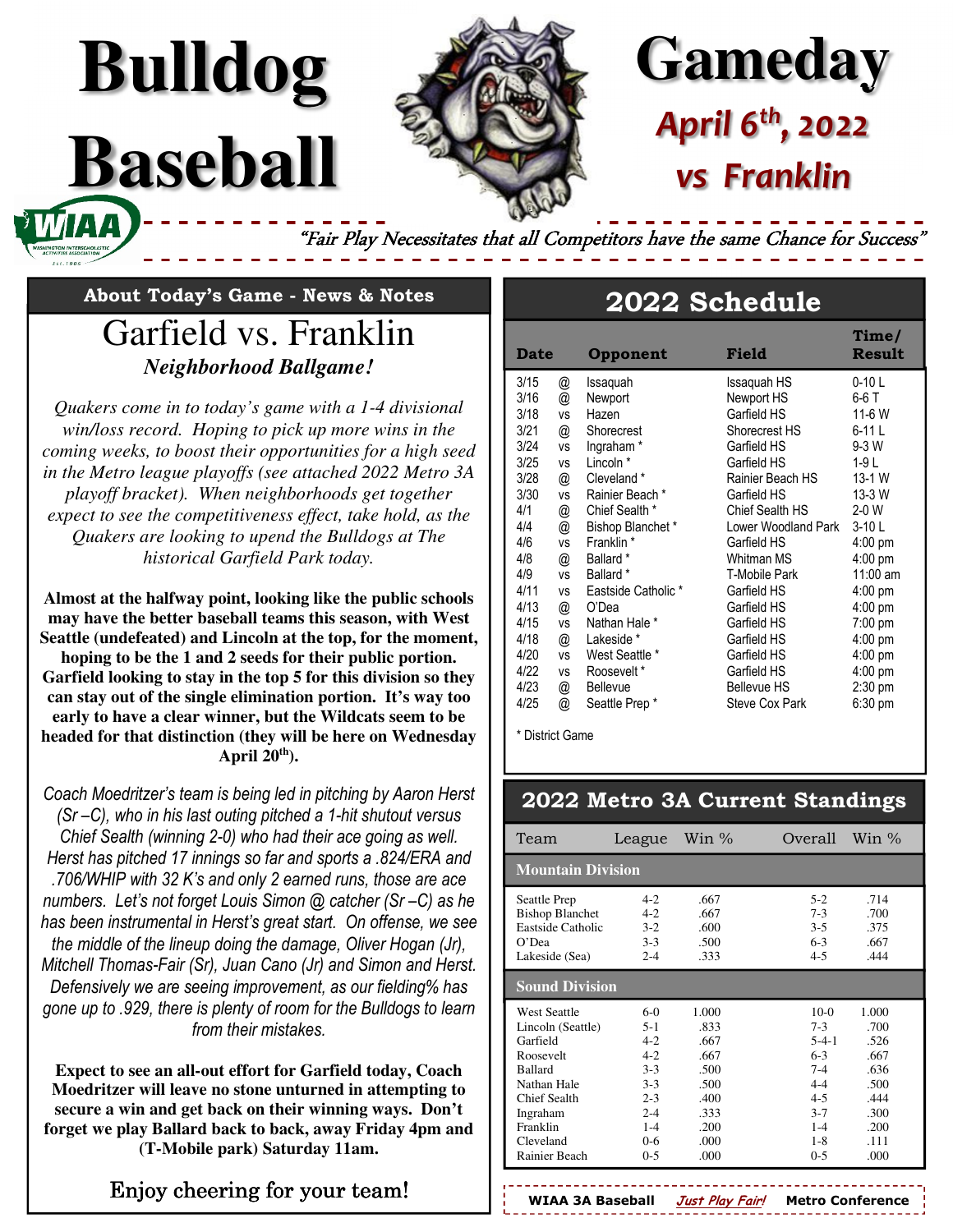# Bulldog Baseball

# Gameday

## *April 6th, 2022*

## *vs Franklin*

*"Fair Play Necessitates that all Competitors have the same Chance for Success"*

## About Today's Game - News & Notes

### Garfield vs. Franklin

***Neighborhood Ballgame!***

*Quakers come in to today's game with a 1-4 divisional win/loss record. Hoping to pick up more wins in the coming weeks, to boost their opportunities for a high seed in the Metro league playoffs (see attached 2022 Metro 3A playoff bracket). When neighborhoods get together expect to see the competitiveness effect, take hold, as the Quakers are looking to upend the Bulldogs at The historical Garfield Park today.*

**Almost at the halfway point, looking like the public schools may have the better baseball teams this season, with West Seattle (undefeated) and Lincoln at the top, for the moment, hoping to be the 1 and 2 seeds for their public portion. Garfield looking to stay in the top 5 for this division so they can stay out of the single elimination portion. It's way too early to have a clear winner, but the Wildcats seem to be headed for that distinction (they will be here on Wednesday April 20th).**

*Coach Moedritzer's team is being led in pitching by Aaron Herst (Sr –C), who in his last outing pitched a 1-hit shutout versus Chief Sealth (winning 2-0) who had their ace going as well. Herst has pitched 17 innings so far and sports a .824/ERA and .706/WHIP with 32 K's and only 2 earned runs, those are ace numbers. Let's not forget Louis Simon @ catcher (Sr –C) as he has been instrumental in Herst's great start. On offense, we see the middle of the lineup doing the damage, Oliver Hogan (Jr), Mitchell Thomas-Fair (Sr), Juan Cano (Jr) and Simon and Herst. Defensively we are seeing improvement, as our fielding% has gone up to .929, there is plenty of room for the Bulldogs to learn from their mistakes.*

**Expect to see an all-out effort for Garfield today, Coach Moedritzer will leave no stone unturned in attempting to secure a win and get back on their winning ways. Don't forget we play Ballard back to back, away Friday 4pm and (T-Mobile park) Saturday 11am.**

Enjoy cheering for your team!

## 2022 Schedule

| Date | | Opponent | Field | Time/ Result |
|---|---|---|---|---|
| 3/15 | @ | Issaquah | Issaquah HS | 0-10 L |
| 3/16 | @ | Newport | Newport HS | 6-6 T |
| 3/18 | vs | Hazen | Garfield HS | 11-6 W |
| 3/21 | @ | Shorecrest | Shorecrest HS | 6-11 L |
| 3/24 | vs | Ingraham * | Garfield HS | 9-3 W |
| 3/25 | vs | Lincoln * | Garfield HS | 1-9 L |
| 3/28 | @ | Cleveland * | Rainier Beach HS | 13-1 W |
| 3/30 | vs | Rainier Beach * | Garfield HS | 13-3 W |
| 4/1 | @ | Chief Sealth * | Chief Sealth HS | 2-0 W |
| 4/4 | @ | Bishop Blanchet * | Lower Woodland Park | 3-10 L |
| 4/6 | vs | Franklin * | Garfield HS | 4:00 pm |
| 4/8 | @ | Ballard * | Whitman MS | 4:00 pm |
| 4/9 | vs | Ballard * | T-Mobile Park | 11:00 am |
| 4/11 | vs | Eastside Catholic * | Garfield HS | 4:00 pm |
| 4/13 | @ | O'Dea | Garfield HS | 4:00 pm |
| 4/15 | vs | Nathan Hale * | Garfield HS | 7:00 pm |
| 4/18 | @ | Lakeside * | Garfield HS | 4:00 pm |
| 4/20 | vs | West Seattle * | Garfield HS | 4:00 pm |
| 4/22 | vs | Roosevelt * | Garfield HS | 4:00 pm |
| 4/23 | @ | Bellevue | Bellevue HS | 2:30 pm |
| 4/25 | @ | Seattle Prep * | Steve Cox Park | 6:30 pm |

\* District Game

## 2022 Metro 3A Current Standings

| Team | League | Win % | Overall | Win % |
|---|---|---|---|---|
| **Mountain Division** | | | | |
| Seattle Prep | 4-2 | .667 | 5-2 | .714 |
| Bishop Blanchet | 4-2 | .667 | 7-3 | .700 |
| Eastside Catholic | 3-2 | .600 | 3-5 | .375 |
| O'Dea | 3-3 | .500 | 6-3 | .667 |
| Lakeside (Sea) | 2-4 | .333 | 4-5 | .444 |
| **Sound Division** | | | | |
| West Seattle | 6-0 | 1.000 | 10-0 | 1.000 |
| Lincoln (Seattle) | 5-1 | .833 | 7-3 | .700 |
| Garfield | 4-2 | .667 | 5-4-1 | .526 |
| Roosevelt | 4-2 | .667 | 6-3 | .667 |
| Ballard | 3-3 | .500 | 7-4 | .636 |
| Nathan Hale | 3-3 | .500 | 4-4 | .500 |
| Chief Sealth | 2-3 | .400 | 4-5 | .444 |
| Ingraham | 2-4 | .333 | 3-7 | .300 |
| Franklin | 1-4 | .200 | 1-4 | .200 |
| Cleveland | 0-6 | .000 | 1-8 | .111 |
| Rainier Beach | 0-5 | .000 | 0-5 | .000 |

**WIAA 3A Baseball** *Just Play Fair!* **Metro Conference**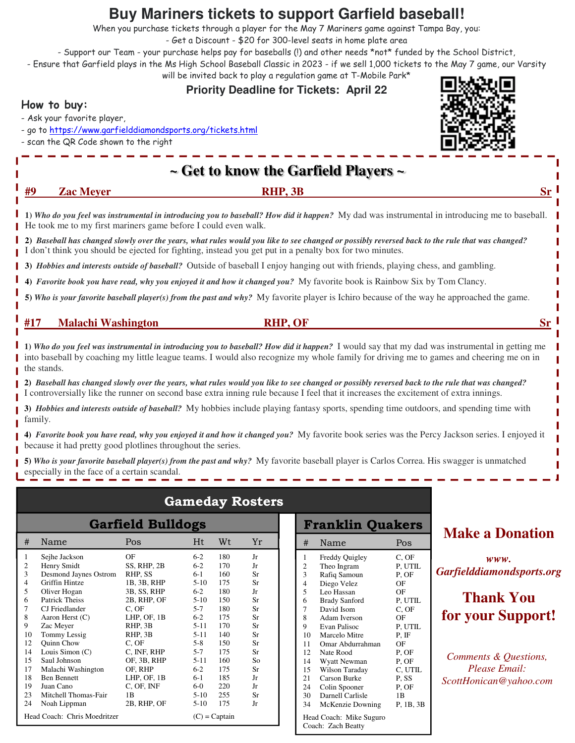# Buy Mariners tickets to support Garfield baseball!

When you purchase tickets through a player for the May 7 Mariners game against Tampa Bay, you:

- Get a Discount - $20 for 300-level seats in home plate area
- Support our Team - your purchase helps pay for baseballs (!) and other needs *not* funded by the School District,
- Ensure that Garfield plays in the Ms High School Baseball Classic in 2023 - if we sell 1,000 tickets to the May 7 game, our Varsity will be invited back to play a regulation game at T-Mobile Park*

**Priority Deadline for Tickets: April 22**

## How to buy:

- Ask your favorite player,
- go to https://www.garfielddiamondsports.org/tickets.html
- scan the QR Code shown to the right

## ~ Get to know the Garfield Players ~

### #9 Zac Meyer — RHP, 3B — Sr

**1)** ***Who do you feel was instrumental in introducing you to baseball? How did it happen?*** My dad was instrumental in introducing me to baseball. He took me to my first mariners game before I could even walk.

**2)** ***Baseball has changed slowly over the years, what rules would you like to see changed or possibly reversed back to the rule that was changed?*** I don't think you should be ejected for fighting, instead you get put in a penalty box for two minutes.

**3)** ***Hobbies and interests outside of baseball?*** Outside of baseball I enjoy hanging out with friends, playing chess, and gambling.

**4)** ***Favorite book you have read, why you enjoyed it and how it changed you?*** My favorite book is Rainbow Six by Tom Clancy.

**5)** ***Who is your favorite baseball player(s) from the past and why?*** My favorite player is Ichiro because of the way he approached the game.

### #17 Malachi Washington — RHP, OF — Sr

**1)** ***Who do you feel was instrumental in introducing you to baseball? How did it happen?*** I would say that my dad was instrumental in getting me into baseball by coaching my little league teams. I would also recognize my whole family for driving me to games and cheering me on in the stands.

**2)** ***Baseball has changed slowly over the years, what rules would you like to see changed or possibly reversed back to the rule that was changed?*** I controversially like the runner on second base extra inning rule because I feel that it increases the excitement of extra innings.

**3)** ***Hobbies and interests outside of baseball?*** My hobbies include playing fantasy sports, spending time outdoors, and spending time with family.

**4)** ***Favorite book you have read, why you enjoyed it and how it changed you?*** My favorite book series was the Percy Jackson series. I enjoyed it because it had pretty good plotlines throughout the series.

**5)** ***Who is your favorite baseball player(s) from the past and why?*** My favorite baseball player is Carlos Correa. His swagger is unmatched especially in the face of a certain scandal.

## Gameday Rosters

### Garfield Bulldogs

| # | Name | Pos | Ht | Wt | Yr |
|---|---|---|---|---|---|
| 1 | Sejhe Jackson | OF | 6-2 | 180 | Jr |
| 2 | Henry Smidt | SS, RHP, 2B | 6-2 | 170 | Jr |
| 3 | Desmond Jaynes Ostrom | RHP, SS | 6-1 | 160 | Sr |
| 4 | Griffin Hintze | 1B, 3B, RHP | 5-10 | 175 | Sr |
| 5 | Oliver Hogan | 3B, SS, RHP | 6-2 | 180 | Jr |
| 6 | Patrick Theiss | 2B, RHP, OF | 5-10 | 150 | Sr |
| 7 | CJ Friedlander | C, OF | 5-7 | 180 | Sr |
| 8 | Aaron Herst (C) | LHP, OF, 1B | 6-2 | 175 | Sr |
| 9 | Zac Meyer | RHP, 3B | 5-11 | 170 | Sr |
| 10 | Tommy Lessig | RHP, 3B | 5-11 | 140 | Sr |
| 12 | Quinn Chow | C, OF | 5-8 | 150 | Sr |
| 14 | Louis Simon (C) | C, INF, RHP | 5-7 | 175 | Sr |
| 15 | Saul Johnson | OF, 3B, RHP | 5-11 | 160 | So |
| 17 | Malachi Washington | OF, RHP | 6-2 | 175 | Sr |
| 18 | Ben Bennett | LHP, OF, 1B | 6-1 | 185 | Jr |
| 19 | Juan Cano | C, OF, INF | 6-0 | 220 | Jr |
| 23 | Mitchell Thomas-Fair | 1B | 5-10 | 255 | Sr |
| 24 | Noah Lippman | 2B, RHP, OF | 5-10 | 175 | Jr |

Head Coach: Chris Moedritzer

(C) = Captain

### Franklin Quakers

| # | Name | Pos |
|---|---|---|
| 1 | Freddy Quigley | C, OF |
| 2 | Theo Ingram | P, UTIL |
| 3 | Rafiq Samoun | P, OF |
| 4 | Diego Velez | OF |
| 5 | Leo Hassan | OF |
| 6 | Brady Sanford | P, UTIL |
| 7 | David Isom | C, OF |
| 8 | Adam Iverson | OF |
| 9 | Evan Palisoc | P, UTIL |
| 10 | Marcelo Mitre | P, IF |
| 11 | Omar Abdurrahman | OF |
| 12 | Nate Rood | P, OF |
| 14 | Wyatt Newman | P, OF |
| 15 | Wilson Taraday | C, UTIL |
| 21 | Carson Burke | P, SS |
| 24 | Colin Spooner | P, OF |
| 30 | Darnell Carlisle | 1B |
| 34 | McKenzie Downing | P, 1B, 3B |

Head Coach: Mike Suguro
Coach: Zach Beatty

## Make a Donation

***www. Garfielddiamondsports.org***

## Thank You for your Support!

*Comments & Questions, Please Email: ScottHonican@yahoo.com*